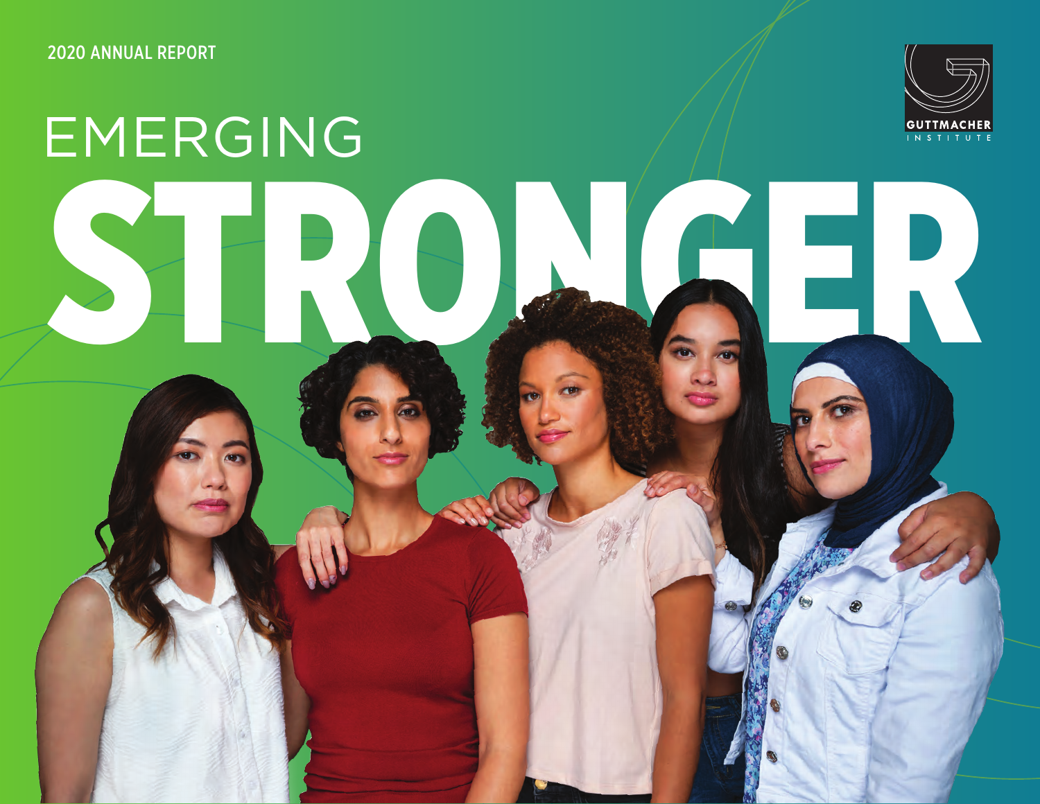2020 ANNUAL REPORT

GUTTMACHER INSTITUTE

# EMERGING STRONGER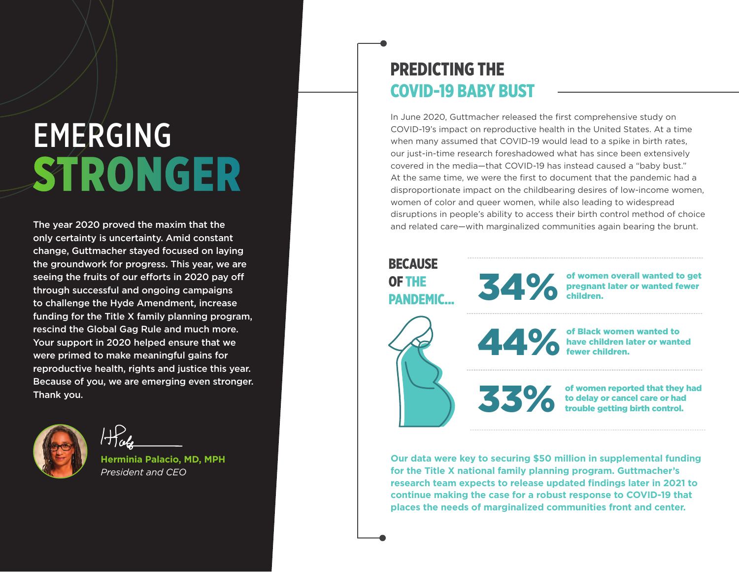# EMERGING STRONGER

The year 2020 proved the maxim that the only certainty is uncertainty. Amid constant change, Guttmacher stayed focused on laying the groundwork for progress. This year, we are seeing the fruits of our efforts in 2020 pay off through successful and ongoing campaigns to challenge the Hyde Amendment, increase funding for the Title X family planning program, rescind the Global Gag Rule and much more. Your support in 2020 helped ensure that we were primed to make meaningful gains for reproductive health, rights and justice this year. Because of you, we are emerging even stronger. Thank you.

**Herminia Palacio, MD, MPH**
*President and CEO*

## PREDICTING THE COVID-19 BABY BUST

In June 2020, Guttmacher released the first comprehensive study on COVID-19's impact on reproductive health in the United States. At a time when many assumed that COVID-19 would lead to a spike in birth rates, our just-in-time research foreshadowed what has since been extensively covered in the media—that COVID-19 has instead caused a "baby bust." At the same time, we were the first to document that the pandemic had a disproportionate impact on the childbearing desires of low-income women, women of color and queer women, while also leading to widespread disruptions in people's ability to access their birth control method of choice and related care—with marginalized communities again bearing the brunt.

### BECAUSE OF THE PANDEMIC...

**34%** of women overall wanted to get pregnant later or wanted fewer children.

**44%** of Black women wanted to have children later or wanted fewer children.

**33%** of women reported that they had to delay or cancel care or had trouble getting birth control.

**Our data were key to securing $50 million in supplemental funding for the Title X national family planning program. Guttmacher's research team expects to release updated findings later in 2021 to continue making the case for a robust response to COVID-19 that places the needs of marginalized communities front and center.**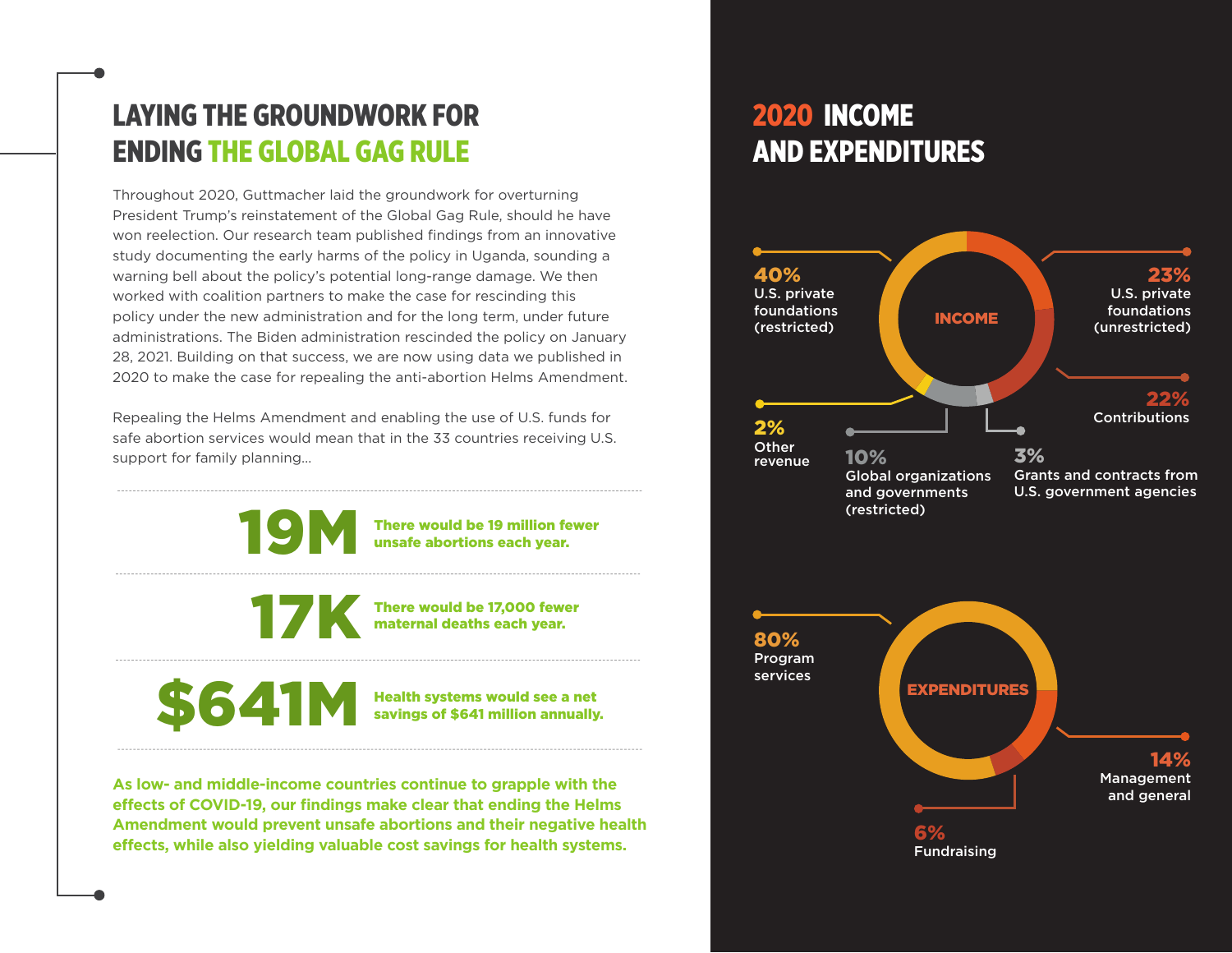# LAYING THE GROUNDWORK FOR ENDING THE GLOBAL GAG RULE

Throughout 2020, Guttmacher laid the groundwork for overturning President Trump's reinstatement of the Global Gag Rule, should he have won reelection. Our research team published findings from an innovative study documenting the early harms of the policy in Uganda, sounding a warning bell about the policy's potential long-range damage. We then worked with coalition partners to make the case for rescinding this policy under the new administration and for the long term, under future administrations. The Biden administration rescinded the policy on January 28, 2021. Building on that success, we are now using data we published in 2020 to make the case for repealing the anti-abortion Helms Amendment.

Repealing the Helms Amendment and enabling the use of U.S. funds for safe abortion services would mean that in the 33 countries receiving U.S. support for family planning...

---

**19M** — **There would be 19 million fewer unsafe abortions each year.**

---

**17K** — **There would be 17,000 fewer maternal deaths each year.**

---

**$641M** — **Health systems would see a net savings of $641 million annually.**

---

**As low- and middle-income countries continue to grapple with the effects of COVID-19, our findings make clear that ending the Helms Amendment would prevent unsafe abortions and their negative health effects, while also yielding valuable cost savings for health systems.**

# 2020 INCOME AND EXPENDITURES

## INCOME

- **40%** U.S. private foundations (restricted)
- **23%** U.S. private foundations (unrestricted)
- **22%** Contributions
- **3%** Grants and contracts from U.S. government agencies
- **10%** Global organizations and governments (restricted)
- **2%** Other revenue

## EXPENDITURES

- **80%** Program services
- **14%** Management and general
- **6%** Fundraising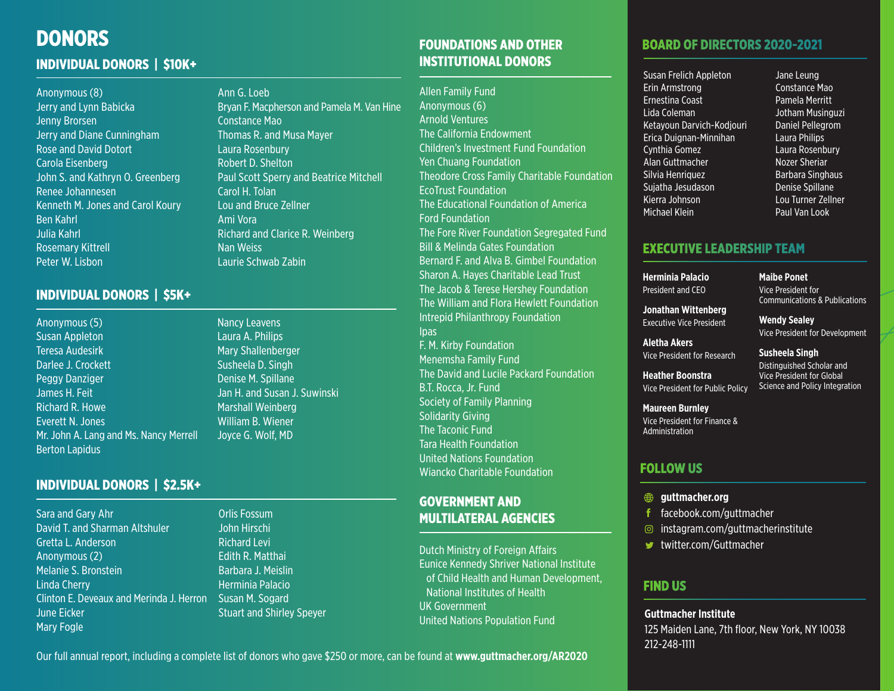# DONORS

## INDIVIDUAL DONORS | $10K+

Anonymous (8)
Jerry and Lynn Babicka
Jenny Brorsen
Jerry and Diane Cunningham
Rose and David Dotort
Carola Eisenberg
John S. and Kathryn O. Greenberg
Renee Johannesen
Kenneth M. Jones and Carol Koury
Ben Kahrl
Julia Kahrl
Rosemary Kittrell
Peter W. Lisbon
Ann G. Loeb
Bryan F. Macpherson and Pamela M. Van Hine
Constance Mao
Thomas R. and Musa Mayer
Laura Rosenbury
Robert D. Shelton
Paul Scott Sperry and Beatrice Mitchell
Carol H. Tolan
Lou and Bruce Zellner
Ami Vora
Richard and Clarice R. Weinberg
Nan Weiss
Laurie Schwab Zabin

## INDIVIDUAL DONORS | $5K+

Anonymous (5)
Susan Appleton
Teresa Audesirk
Darlee J. Crockett
Peggy Danziger
James H. Feit
Richard R. Howe
Everett N. Jones
Mr. John A. Lang and Ms. Nancy Merrell
Berton Lapidus
Nancy Leavens
Laura A. Philips
Mary Shallenberger
Susheela D. Singh
Denise M. Spillane
Jan H. and Susan J. Suwinski
Marshall Weinberg
William B. Wiener
Joyce G. Wolf, MD

## INDIVIDUAL DONORS | $2.5K+

Sara and Gary Ahr
David T. and Sharman Altshuler
Gretta L. Anderson
Anonymous (2)
Melanie S. Bronstein
Linda Cherry
Clinton E. Deveaux and Merinda J. Herron
June Eicker
Mary Fogle
Orlis Fossum
John Hirschi
Richard Levi
Edith R. Matthai
Barbara J. Meislin
Herminia Palacio
Susan M. Sogard
Stuart and Shirley Speyer

## FOUNDATIONS AND OTHER INSTITUTIONAL DONORS

Allen Family Fund
Anonymous (6)
Arnold Ventures
The California Endowment
Children's Investment Fund Foundation
Yen Chuang Foundation
Theodore Cross Family Charitable Foundation
EcoTrust Foundation
The Educational Foundation of America
Ford Foundation
The Fore River Foundation Segregated Fund
Bill & Melinda Gates Foundation
Bernard F. and Alva B. Gimbel Foundation
Sharon A. Hayes Charitable Lead Trust
The Jacob & Terese Hershey Foundation
The William and Flora Hewlett Foundation
Intrepid Philanthropy Foundation
Ipas
F. M. Kirby Foundation
Menemsha Family Fund
The David and Lucile Packard Foundation
B.T. Rocca, Jr. Fund
Society of Family Planning
Solidarity Giving
The Taconic Fund
Tara Health Foundation
United Nations Foundation
Wiancko Charitable Foundation

## GOVERNMENT AND MULTILATERAL AGENCIES

Dutch Ministry of Foreign Affairs
Eunice Kennedy Shriver National Institute of Child Health and Human Development, National Institutes of Health
UK Government
United Nations Population Fund

Our full annual report, including a complete list of donors who gave $250 or more, can be found at **www.guttmacher.org/AR2020**

## BOARD OF DIRECTORS 2020-2021

Susan Frelich Appleton
Erin Armstrong
Ernestina Coast
Lida Coleman
Ketayoun Darvich-Kodjouri
Erica Duignan-Minnihan
Cynthia Gomez
Alan Guttmacher
Silvia Henriquez
Sujatha Jesudason
Kierra Johnson
Michael Klein
Jane Leung
Constance Mao
Pamela Merritt
Jotham Musinguzi
Daniel Pellegrom
Laura Philips
Laura Rosenbury
Nozer Sheriar
Barbara Singhaus
Denise Spillane
Lou Turner Zellner
Paul Van Look

## EXECUTIVE LEADERSHIP TEAM

**Herminia Palacio**
President and CEO

**Jonathan Wittenberg**
Executive Vice President

**Aletha Akers**
Vice President for Research

**Heather Boonstra**
Vice President for Public Policy

**Maureen Burnley**
Vice President for Finance & Administration

**Maibe Ponet**
Vice President for Communications & Publications

**Wendy Sealey**
Vice President for Development

**Susheela Singh**
Distinguished Scholar and Vice President for Global Science and Policy Integration

## FOLLOW US

- **guttmacher.org**
- facebook.com/guttmacher
- instagram.com/guttmacherinstitute
- twitter.com/Guttmacher

## FIND US

**Guttmacher Institute**
125 Maiden Lane, 7th floor, New York, NY 10038
212-248-1111